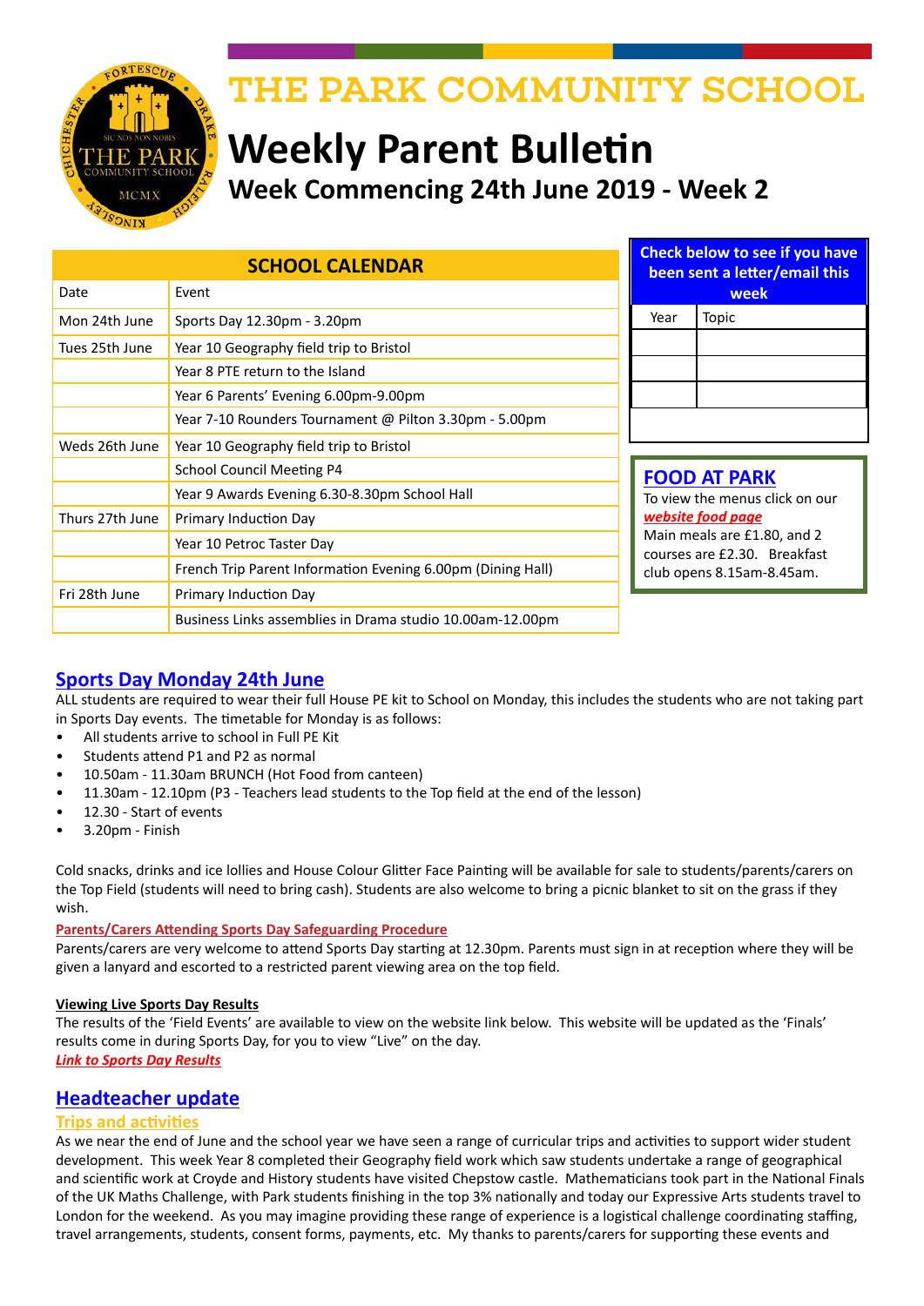# THE PARK COMMUNITY SCHOOL

# Weekly Parent Bulletin

## Week Commencing 24th June 2019 - Week 2

| SCHOOL CALENDAR | |
|---|---|
| Date | Event |
| Mon 24th June | Sports Day 12.30pm - 3.20pm |
| Tues 25th June | Year 10 Geography field trip to Bristol |
| | Year 8 PTE return to the Island |
| | Year 6 Parents' Evening 6.00pm-9.00pm |
| | Year 7-10 Rounders Tournament @ Pilton 3.30pm - 5.00pm |
| Weds 26th June | Year 10 Geography field trip to Bristol |
| | School Council Meeting P4 |
| | Year 9 Awards Evening 6.30-8.30pm School Hall |
| Thurs 27th June | Primary Induction Day |
| | Year 10 Petroc Taster Day |
| | French Trip Parent Information Evening 6.00pm (Dining Hall) |
| Fri 28th June | Primary Induction Day |
| | Business Links assemblies in Drama studio 10.00am-12.00pm |

**Check below to see if you have been sent a letter/email this week**

| Year | Topic |
|---|---|
| | |
| | |
| | |

### FOOD AT PARK

To view the menus click on our ***website food page***
Main meals are £1.80, and 2 courses are £2.30. Breakfast club opens 8.15am-8.45am.

## Sports Day Monday 24th June

ALL students are required to wear their full House PE kit to School on Monday, this includes the students who are not taking part in Sports Day events. The timetable for Monday is as follows:

- All students arrive to school in Full PE Kit
- Students attend P1 and P2 as normal
- 10.50am - 11.30am BRUNCH (Hot Food from canteen)
- 11.30am - 12.10pm (P3 - Teachers lead students to the Top field at the end of the lesson)
- 12.30 - Start of events
- 3.20pm - Finish

Cold snacks, drinks and ice lollies and House Colour Glitter Face Painting will be available for sale to students/parents/carers on the Top Field (students will need to bring cash). Students are also welcome to bring a picnic blanket to sit on the grass if they wish.

**Parents/Carers Attending Sports Day Safeguarding Procedure**

Parents/carers are very welcome to attend Sports Day starting at 12.30pm. Parents must sign in at reception where they will be given a lanyard and escorted to a restricted parent viewing area on the top field.

**Viewing Live Sports Day Results**

The results of the 'Field Events' are available to view on the website link below. This website will be updated as the 'Finals' results come in during Sports Day, for you to view "Live" on the day.
***Link to Sports Day Results***

## Headteacher update

### Trips and activities

As we near the end of June and the school year we have seen a range of curricular trips and activities to support wider student development. This week Year 8 completed their Geography field work which saw students undertake a range of geographical and scientific work at Croyde and History students have visited Chepstow castle. Mathematicians took part in the National Finals of the UK Maths Challenge, with Park students finishing in the top 3% nationally and today our Expressive Arts students travel to London for the weekend. As you may imagine providing these range of experience is a logistical challenge coordinating staffing, travel arrangements, students, consent forms, payments, etc. My thanks to parents/carers for supporting these events and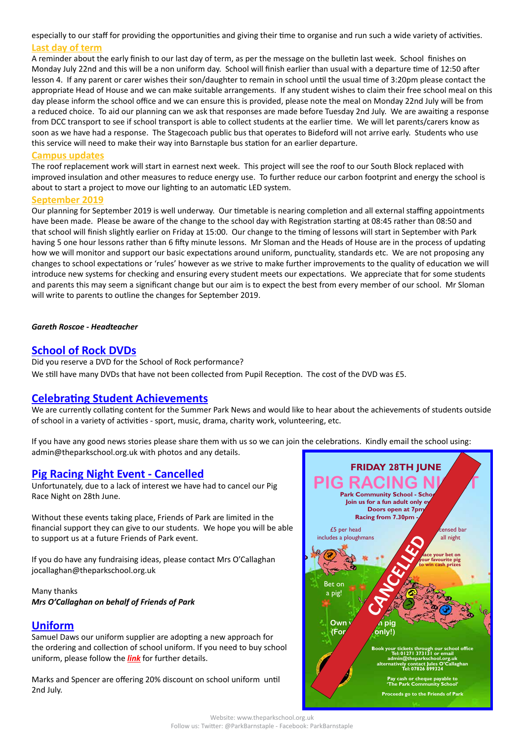especially to our staff for providing the opportunities and giving their time to organise and run such a wide variety of activities.

### Last day of term

A reminder about the early finish to our last day of term, as per the message on the bulletin last week. School finishes on Monday July 22nd and this will be a non uniform day. School will finish earlier than usual with a departure time of 12:50 after lesson 4. If any parent or carer wishes their son/daughter to remain in school until the usual time of 3:20pm please contact the appropriate Head of House and we can make suitable arrangements. If any student wishes to claim their free school meal on this day please inform the school office and we can ensure this is provided, please note the meal on Monday 22nd July will be from a reduced choice. To aid our planning can we ask that responses are made before Tuesday 2nd July. We are awaiting a response from DCC transport to see if school transport is able to collect students at the earlier time. We will let parents/carers know as soon as we have had a response. The Stagecoach public bus that operates to Bideford will not arrive early. Students who use this service will need to make their way into Barnstaple bus station for an earlier departure.

### Campus updates

The roof replacement work will start in earnest next week. This project will see the roof to our South Block replaced with improved insulation and other measures to reduce energy use. To further reduce our carbon footprint and energy the school is about to start a project to move our lighting to an automatic LED system.

### September 2019

Our planning for September 2019 is well underway. Our timetable is nearing completion and all external staffing appointments have been made. Please be aware of the change to the school day with Registration starting at 08:45 rather than 08:50 and that school will finish slightly earlier on Friday at 15:00. Our change to the timing of lessons will start in September with Park having 5 one hour lessons rather than 6 fifty minute lessons. Mr Sloman and the Heads of House are in the process of updating how we will monitor and support our basic expectations around uniform, punctuality, standards etc. We are not proposing any changes to school expectations or 'rules' however as we strive to make further improvements to the quality of education we will introduce new systems for checking and ensuring every student meets our expectations. We appreciate that for some students and parents this may seem a significant change but our aim is to expect the best from every member of our school. Mr Sloman will write to parents to outline the changes for September 2019.

***Gareth Roscoe - Headteacher***

## School of Rock DVDs

Did you reserve a DVD for the School of Rock performance?

We still have many DVDs that have not been collected from Pupil Reception. The cost of the DVD was £5.

## Celebrating Student Achievements

We are currently collating content for the Summer Park News and would like to hear about the achievements of students outside of school in a variety of activities - sport, music, drama, charity work, volunteering, etc.

If you have any good news stories please share them with us so we can join the celebrations. Kindly email the school using: admin@theparkschool.org.uk with photos and any details.

## Pig Racing Night Event - Cancelled

Unfortunately, due to a lack of interest we have had to cancel our Pig Race Night on 28th June.

Without these events taking place, Friends of Park are limited in the financial support they can give to our students. We hope you will be able to support us at a future Friends of Park event.

If you do have any fundraising ideas, please contact Mrs O'Callaghan jocallaghan@theparkschool.org.uk

Many thanks
***Mrs O'Callaghan on behalf of Friends of Park***

FRIDAY 28TH JUNE
PIG RACING NI[GH]T
Park Community School - Scho[ol]
Join us for a fun adult only e[vening]
Doors open at 7pm
Racing from 7.30pm -
£5 per head includes a ploughmans
[Li]censed bar all night
[P]lace your bet on your favourite pig to win cash prizes
Bet on a pig!
Own [a] pig (For [one night] only!)
Book your tickets through our school office Tel: 01271 373131 or email admin@theparkschool.org.uk alternatively contact Jules O'Callaghan Tel: 07826 899324
Pay cash or cheque payable to 'The Park Community School'
Proceeds go to the Friends of Park
CANCELLED

## Uniform

Samuel Daws our uniform supplier are adopting a new approach for the ordering and collection of school uniform. If you need to buy school uniform, please follow the ***link*** for further details.

Marks and Spencer are offering 20% discount on school uniform until 2nd July.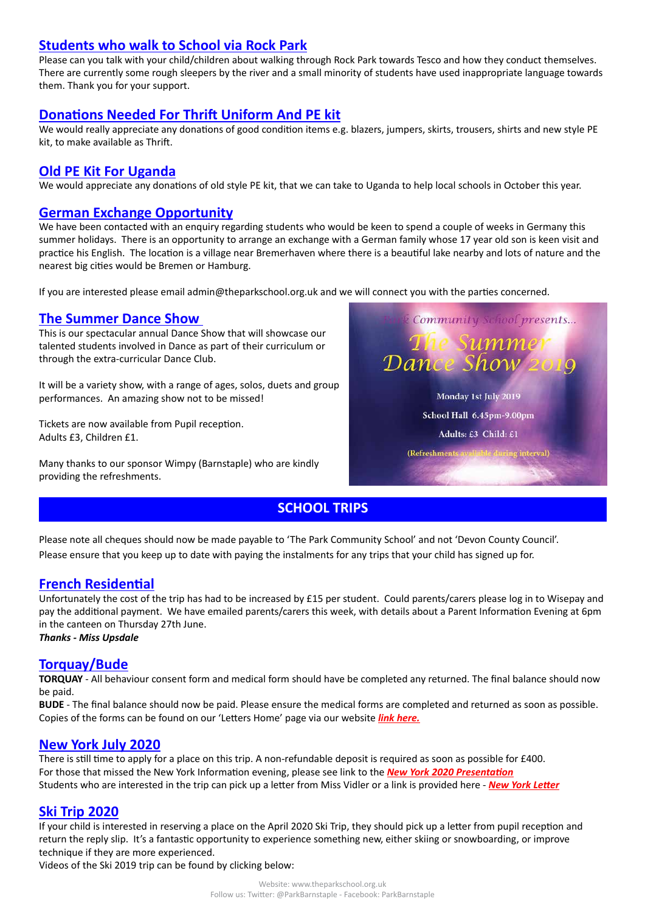## Students who walk to School via Rock Park

Please can you talk with your child/children about walking through Rock Park towards Tesco and how they conduct themselves. There are currently some rough sleepers by the river and a small minority of students have used inappropriate language towards them. Thank you for your support.

## Donations Needed For Thrift Uniform And PE kit

We would really appreciate any donations of good condition items e.g. blazers, jumpers, skirts, trousers, shirts and new style PE kit, to make available as Thrift.

## Old PE Kit For Uganda

We would appreciate any donations of old style PE kit, that we can take to Uganda to help local schools in October this year.

## German Exchange Opportunity

We have been contacted with an enquiry regarding students who would be keen to spend a couple of weeks in Germany this summer holidays. There is an opportunity to arrange an exchange with a German family whose 17 year old son is keen visit and practice his English. The location is a village near Bremerhaven where there is a beautiful lake nearby and lots of nature and the nearest big cities would be Bremen or Hamburg.

If you are interested please email admin@theparkschool.org.uk and we will connect you with the parties concerned.

## The Summer Dance Show

This is our spectacular annual Dance Show that will showcase our talented students involved in Dance as part of their curriculum or through the extra-curricular Dance Club.

It will be a variety show, with a range of ages, solos, duets and group performances. An amazing show not to be missed!

Tickets are now available from Pupil reception.
Adults £3, Children £1.

Many thanks to our sponsor Wimpy (Barnstaple) who are kindly providing the refreshments.

Park Community School presents...

The Summer Dance Show 2019

Monday 1st July 2019

School Hall 6.45pm-9.00pm

Adults: £3 Child: £1

(Refreshments available during interval)

# SCHOOL TRIPS

Please note all cheques should now be made payable to 'The Park Community School' and not 'Devon County Council'.
Please ensure that you keep up to date with paying the instalments for any trips that your child has signed up for.

## French Residential

Unfortunately the cost of the trip has had to be increased by £15 per student. Could parents/carers please log in to Wisepay and pay the additional payment. We have emailed parents/carers this week, with details about a Parent Information Evening at 6pm in the canteen on Thursday 27th June.

***Thanks - Miss Upsdale***

## Torquay/Bude

**TORQUAY** - All behaviour consent form and medical form should have be completed any returned. The final balance should now be paid.
**BUDE** - The final balance should now be paid. Please ensure the medical forms are completed and returned as soon as possible. Copies of the forms can be found on our 'Letters Home' page via our website ***link here.***

## New York July 2020

There is still time to apply for a place on this trip. A non-refundable deposit is required as soon as possible for £400.
For those that missed the New York Information evening, please see link to the ***New York 2020 Presentation***
Students who are interested in the trip can pick up a letter from Miss Vidler or a link is provided here - ***New York Letter***

## Ski Trip 2020

If your child is interested in reserving a place on the April 2020 Ski Trip, they should pick up a letter from pupil reception and return the reply slip. It's a fantastic opportunity to experience something new, either skiing or snowboarding, or improve technique if they are more experienced.
Videos of the Ski 2019 trip can be found by clicking below: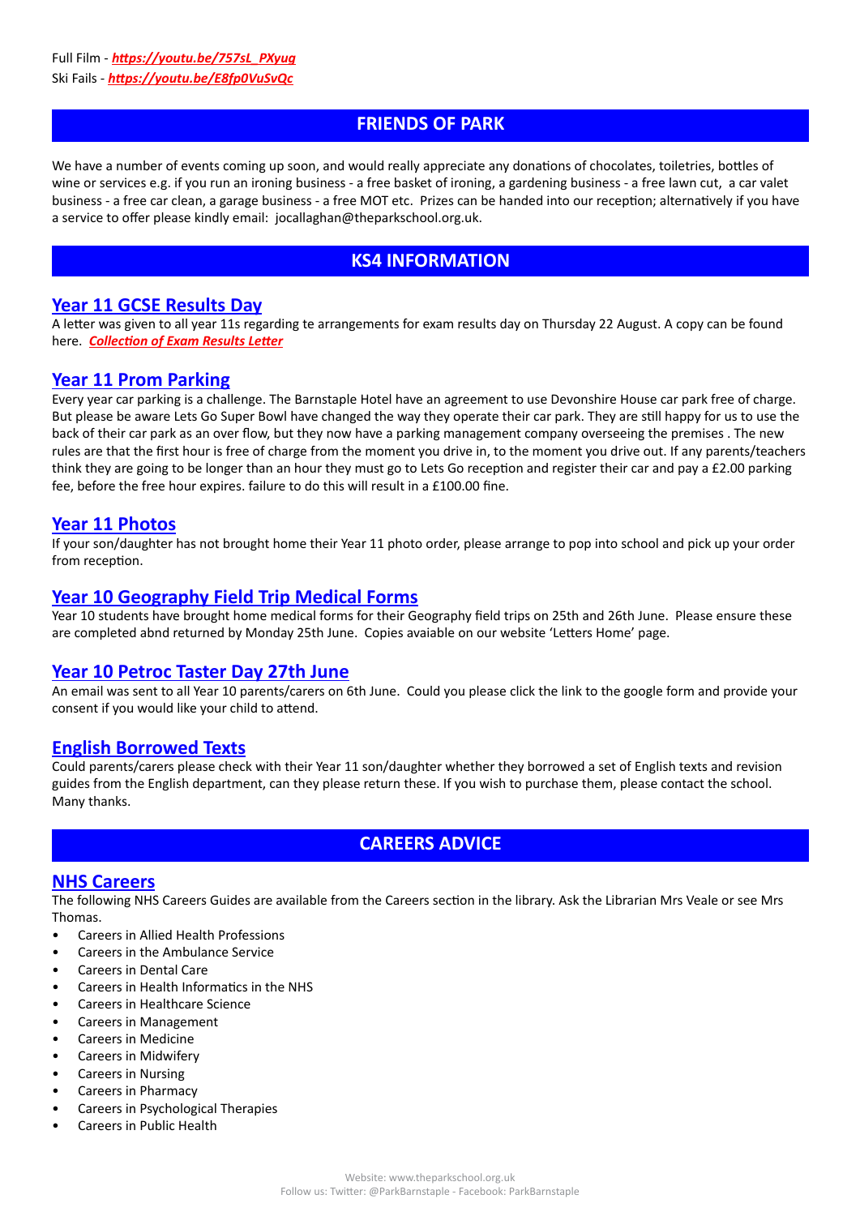Full Film - ***https://youtu.be/757sL_PXyug***
Ski Fails - ***https://youtu.be/E8fp0VuSvQc***

## FRIENDS OF PARK

We have a number of events coming up soon, and would really appreciate any donations of chocolates, toiletries, bottles of wine or services e.g. if you run an ironing business - a free basket of ironing, a gardening business - a free lawn cut, a car valet business - a free car clean, a garage business - a free MOT etc. Prizes can be handed into our reception; alternatively if you have a service to offer please kindly email: jocallaghan@theparkschool.org.uk.

## KS4 INFORMATION

### Year 11 GCSE Results Day

A letter was given to all year 11s regarding te arrangements for exam results day on Thursday 22 August. A copy can be found here. ***Collection of Exam Results Letter***

### Year 11 Prom Parking

Every year car parking is a challenge. The Barnstaple Hotel have an agreement to use Devonshire House car park free of charge. But please be aware Lets Go Super Bowl have changed the way they operate their car park. They are still happy for us to use the back of their car park as an over flow, but they now have a parking management company overseeing the premises . The new rules are that the first hour is free of charge from the moment you drive in, to the moment you drive out. If any parents/teachers think they are going to be longer than an hour they must go to Lets Go reception and register their car and pay a £2.00 parking fee, before the free hour expires. failure to do this will result in a £100.00 fine.

### Year 11 Photos

If your son/daughter has not brought home their Year 11 photo order, please arrange to pop into school and pick up your order from reception.

### Year 10 Geography Field Trip Medical Forms

Year 10 students have brought home medical forms for their Geography field trips on 25th and 26th June. Please ensure these are completed abnd returned by Monday 25th June. Copies avaiable on our website 'Letters Home' page.

### Year 10 Petroc Taster Day 27th June

An email was sent to all Year 10 parents/carers on 6th June. Could you please click the link to the google form and provide your consent if you would like your child to attend.

### English Borrowed Texts

Could parents/carers please check with their Year 11 son/daughter whether they borrowed a set of English texts and revision guides from the English department, can they please return these. If you wish to purchase them, please contact the school. Many thanks.

## CAREERS ADVICE

### NHS Careers

The following NHS Careers Guides are available from the Careers section in the library. Ask the Librarian Mrs Veale or see Mrs Thomas.

- Careers in Allied Health Professions
- Careers in the Ambulance Service
- Careers in Dental Care
- Careers in Health Informatics in the NHS
- Careers in Healthcare Science
- Careers in Management
- Careers in Medicine
- Careers in Midwifery
- Careers in Nursing
- Careers in Pharmacy
- Careers in Psychological Therapies
- Careers in Public Health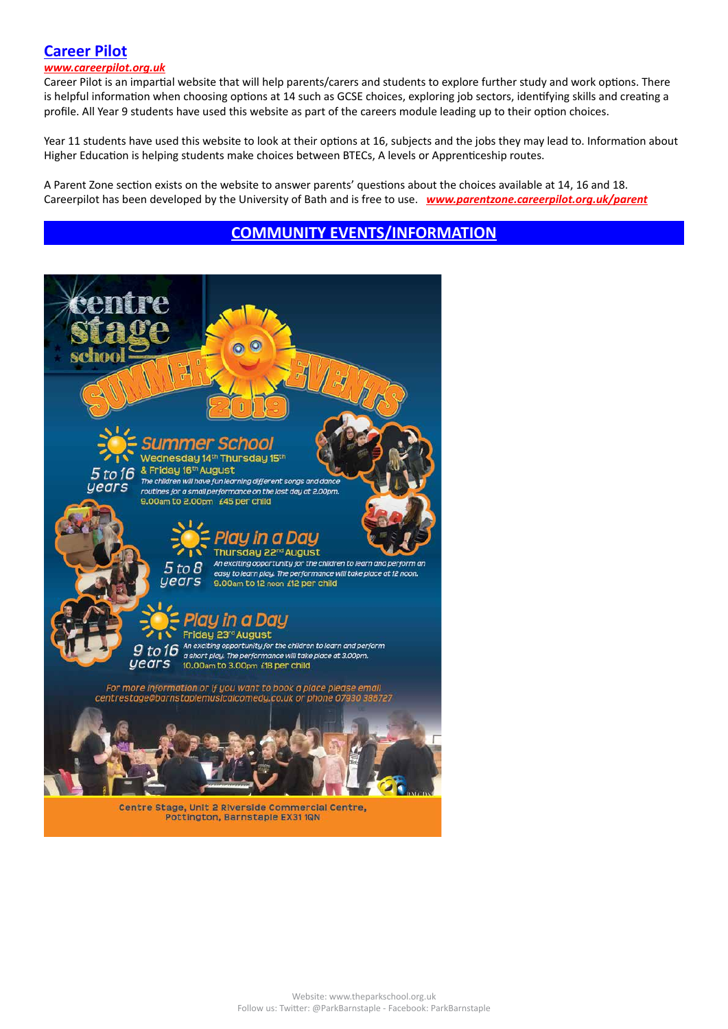## Career Pilot

*www.careerpilot.org.uk*

Career Pilot is an impartial website that will help parents/carers and students to explore further study and work options. There is helpful information when choosing options at 14 such as GCSE choices, exploring job sectors, identifying skills and creating a profile. All Year 9 students have used this website as part of the careers module leading up to their option choices.

Year 11 students have used this website to look at their options at 16, subjects and the jobs they may lead to. Information about Higher Education is helping students make choices between BTECs, A levels or Apprenticeship routes.

A Parent Zone section exists on the website to answer parents' questions about the choices available at 14, 16 and 18. Careerpilot has been developed by the University of Bath and is free to use. *www.parentzone.careerpilot.org.uk/parent*

## COMMUNITY EVENTS/INFORMATION

centre stage school

SUMMER EVENTS 2019

**Summer School**
5 to 16 years
Wednesday 14th Thursday 15th & Friday 16th August
The children will have fun learning different songs and dance routines for a small performance on the last day at 2.00pm.
9.00am to 2.00pm £45 per child

**Play in a Day**
5 to 8 years
Thursday 22nd August
An exciting opportunity for the children to learn and perform an easy to learn play. The performance will take place at 12 noon.
9.00am to 12 noon £12 per child

**Play in a Day**
9 to 16 years
Friday 23rd August
An exciting opportunity for the children to learn and perform a short play. The performance will take place at 3.00pm.
10.00am to 3.00pm £18 per child

For more information or if you want to book a place please email centrestage@barnstaplemusicalcomedy.co.uk or phone 07930 386727

Centre Stage, Unit 2 Riverside Commercial Centre, Pottington, Barnstaple EX31 1QN